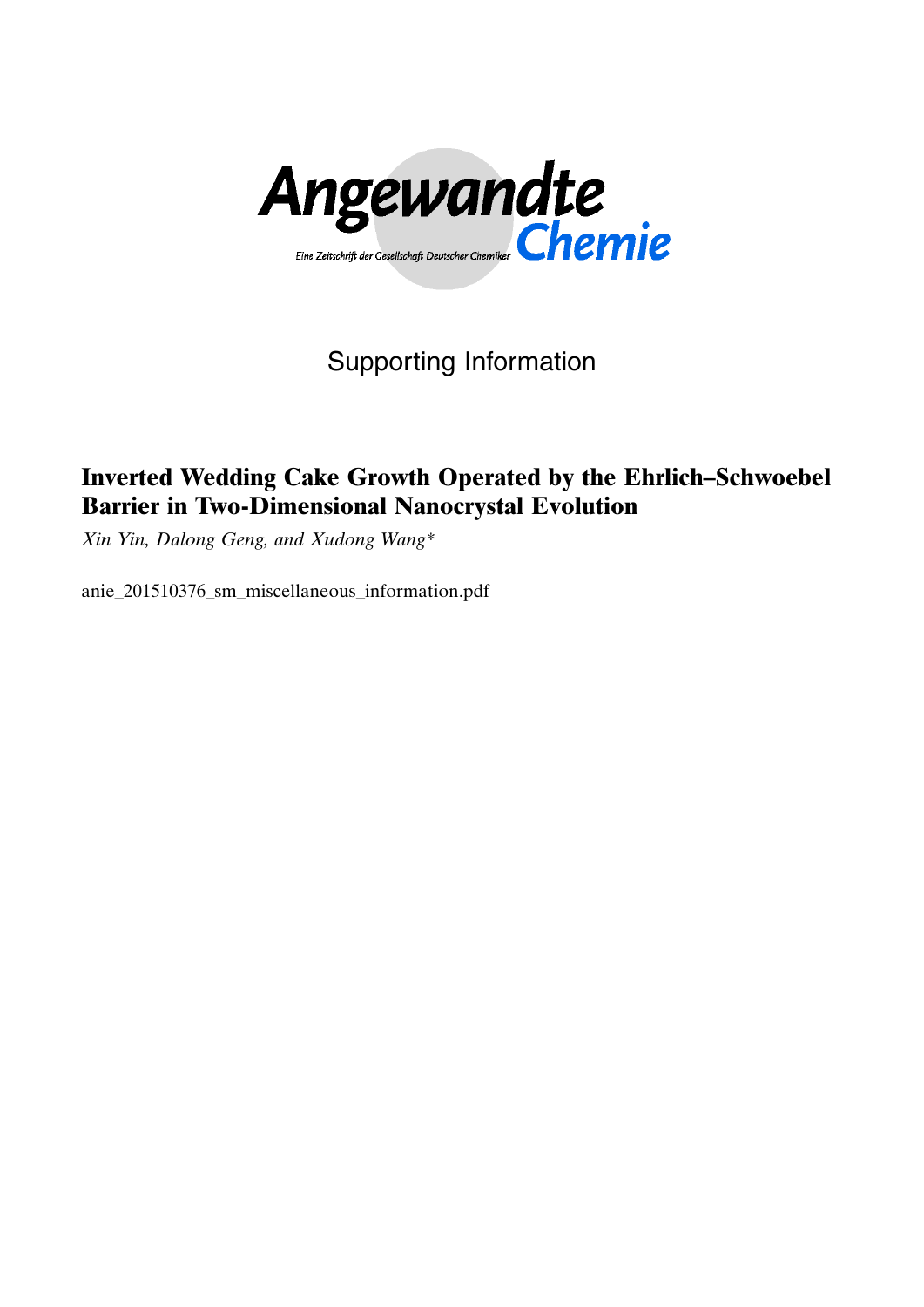Angewandte Chemie

Eine Zeitschrift der Gesellschaft Deutscher Chemiker

Supporting Information

# Inverted Wedding Cake Growth Operated by the Ehrlich–Schwoebel Barrier in Two-Dimensional Nanocrystal Evolution

*Xin Yin, Dalong Geng, and Xudong Wang\**

anie_201510376_sm_miscellaneous_information.pdf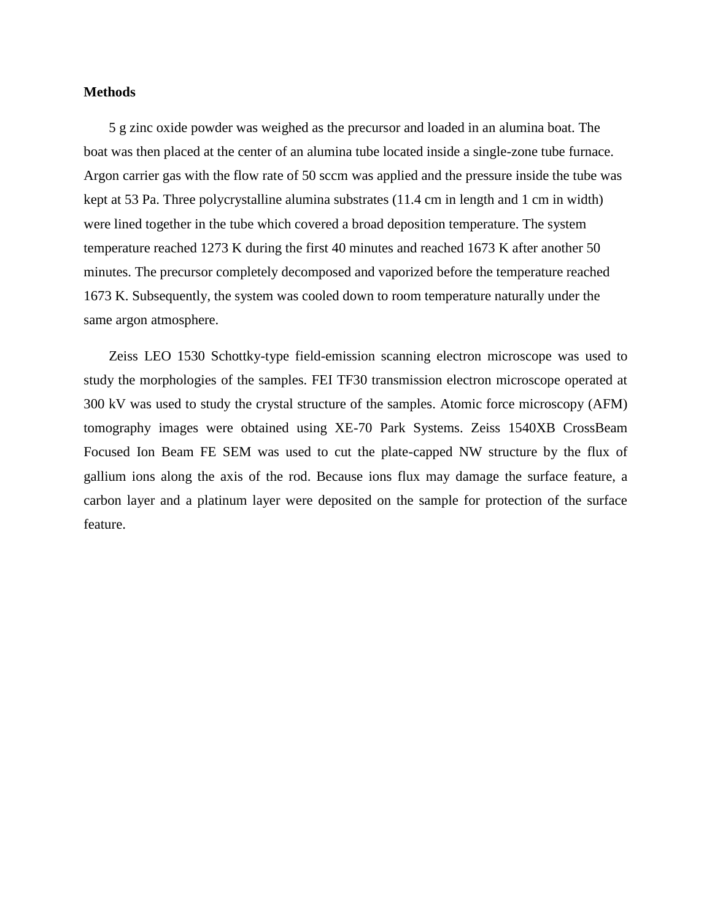**Methods**

5 g zinc oxide powder was weighed as the precursor and loaded in an alumina boat. The boat was then placed at the center of an alumina tube located inside a single-zone tube furnace. Argon carrier gas with the flow rate of 50 sccm was applied and the pressure inside the tube was kept at 53 Pa. Three polycrystalline alumina substrates (11.4 cm in length and 1 cm in width) were lined together in the tube which covered a broad deposition temperature. The system temperature reached 1273 K during the first 40 minutes and reached 1673 K after another 50 minutes. The precursor completely decomposed and vaporized before the temperature reached 1673 K. Subsequently, the system was cooled down to room temperature naturally under the same argon atmosphere.

Zeiss LEO 1530 Schottky-type field-emission scanning electron microscope was used to study the morphologies of the samples. FEI TF30 transmission electron microscope operated at 300 kV was used to study the crystal structure of the samples. Atomic force microscopy (AFM) tomography images were obtained using XE-70 Park Systems. Zeiss 1540XB CrossBeam Focused Ion Beam FE SEM was used to cut the plate-capped NW structure by the flux of gallium ions along the axis of the rod. Because ions flux may damage the surface feature, a carbon layer and a platinum layer were deposited on the sample for protection of the surface feature.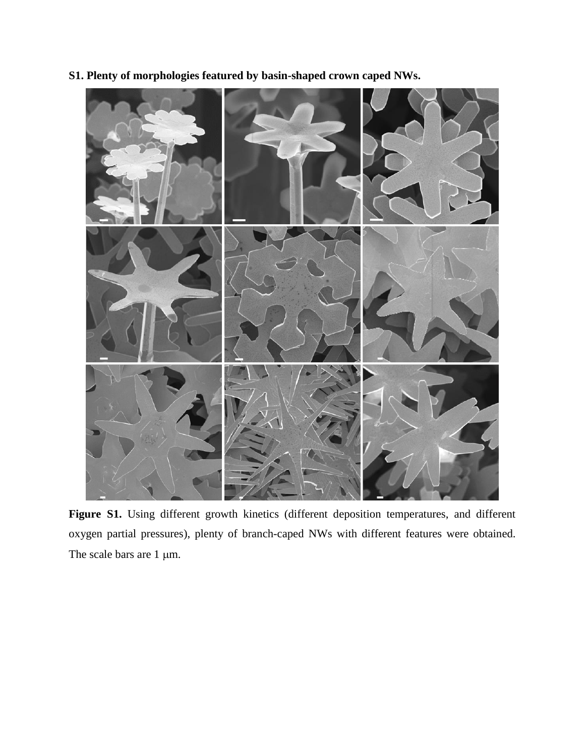**S1. Plenty of morphologies featured by basin-shaped crown caped NWs.**

**Figure S1.** Using different growth kinetics (different deposition temperatures, and different oxygen partial pressures), plenty of branch-caped NWs with different features were obtained. The scale bars are 1 μm.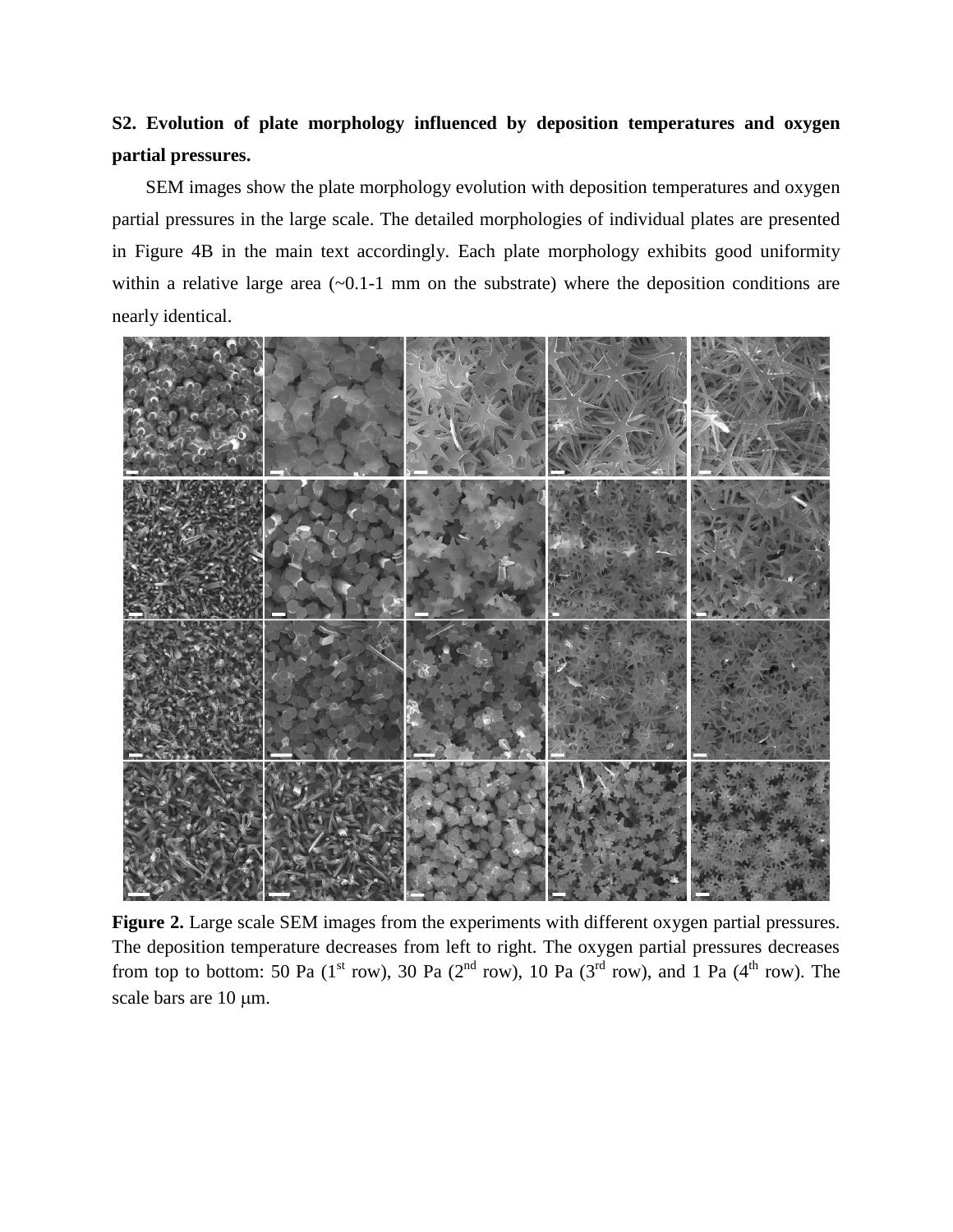**S2. Evolution of plate morphology influenced by deposition temperatures and oxygen partial pressures.**

SEM images show the plate morphology evolution with deposition temperatures and oxygen partial pressures in the large scale. The detailed morphologies of individual plates are presented in Figure 4B in the main text accordingly. Each plate morphology exhibits good uniformity within a relative large area (~0.1-1 mm on the substrate) where the deposition conditions are nearly identical.

**Figure 2.** Large scale SEM images from the experiments with different oxygen partial pressures. The deposition temperature decreases from left to right. The oxygen partial pressures decreases from top to bottom: 50 Pa (1st row), 30 Pa (2nd row), 10 Pa (3rd row), and 1 Pa (4th row). The scale bars are 10 μm.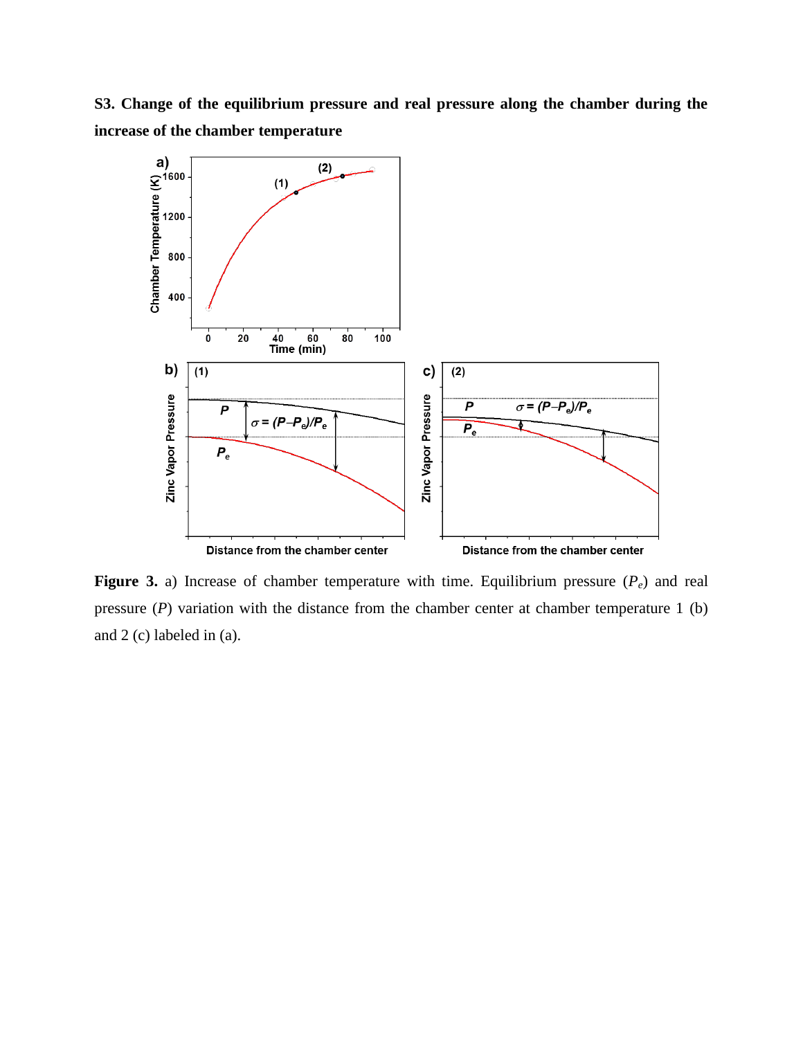**S3. Change of the equilibrium pressure and real pressure along the chamber during the increase of the chamber temperature**

**Figure 3.** a) Increase of chamber temperature with time. Equilibrium pressure ($P_e$) and real pressure ($P$) variation with the distance from the chamber center at chamber temperature 1 (b) and 2 (c) labeled in (a).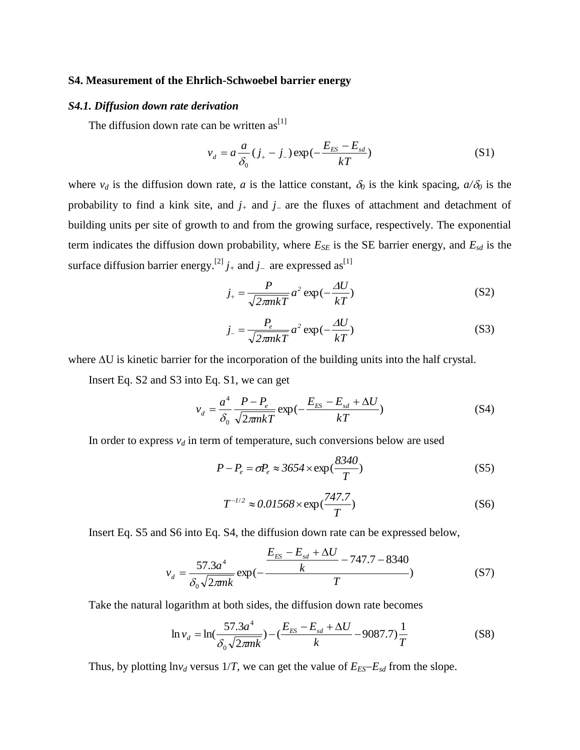### S4. Measurement of the Ehrlich-Schwoebel barrier energy

#### *S4.1. Diffusion down rate derivation*

The diffusion down rate can be written as[1]

$$v_d = a\frac{a}{\delta_0}(j_+ - j_-)\exp(-\frac{E_{ES}-E_{sd}}{kT}) \tag{S1}$$

where $v_d$ is the diffusion down rate, $a$ is the lattice constant, $\delta_0$ is the kink spacing, $a/\delta_0$ is the probability to find a kink site, and $j_+$ and $j_-$ are the fluxes of attachment and detachment of building units per site of growth to and from the growing surface, respectively. The exponential term indicates the diffusion down probability, where $E_{SE}$ is the SE barrier energy, and $E_{sd}$ is the surface diffusion barrier energy.[2] $j_+$ and $j_-$ are expressed as[1]

$$j_+ = \frac{P}{\sqrt{2\pi mkT}}a^2\exp(-\frac{\Delta U}{kT}) \tag{S2}$$

$$j_- = \frac{P_e}{\sqrt{2\pi mkT}}a^2\exp(-\frac{\Delta U}{kT}) \tag{S3}$$

where $\Delta$U is kinetic barrier for the incorporation of the building units into the half crystal.

Insert Eq. S2 and S3 into Eq. S1, we can get

$$v_d = \frac{a^4}{\delta_0}\frac{P-P_e}{\sqrt{2\pi mkT}}\exp(-\frac{E_{ES}-E_{sd}+\Delta U}{kT}) \tag{S4}$$

In order to express $v_d$ in term of temperature, such conversions below are used

$$P - P_e = \sigma P_e \approx 3654\times\exp(\frac{8340}{T}) \tag{S5}$$

$$T^{-1/2} \approx 0.01568\times\exp(\frac{747.7}{T}) \tag{S6}$$

Insert Eq. S5 and S6 into Eq. S4, the diffusion down rate can be expressed below,

$$v_d = \frac{57.3a^4}{\delta_0\sqrt{2\pi mk}}\exp(-\frac{\frac{E_{ES}-E_{sd}+\Delta U}{k}-747.7-8340}{T}) \tag{S7}$$

Take the natural logarithm at both sides, the diffusion down rate becomes

$$\ln v_d = \ln(\frac{57.3a^4}{\delta_0\sqrt{2\pi mk}}) - (\frac{E_{ES}-E_{sd}+\Delta U}{k} - 9087.7)\frac{1}{T} \tag{S8}$$

Thus, by plotting $\ln v_d$ versus $1/T$, we can get the value of $E_{ES}$–$E_{sd}$ from the slope.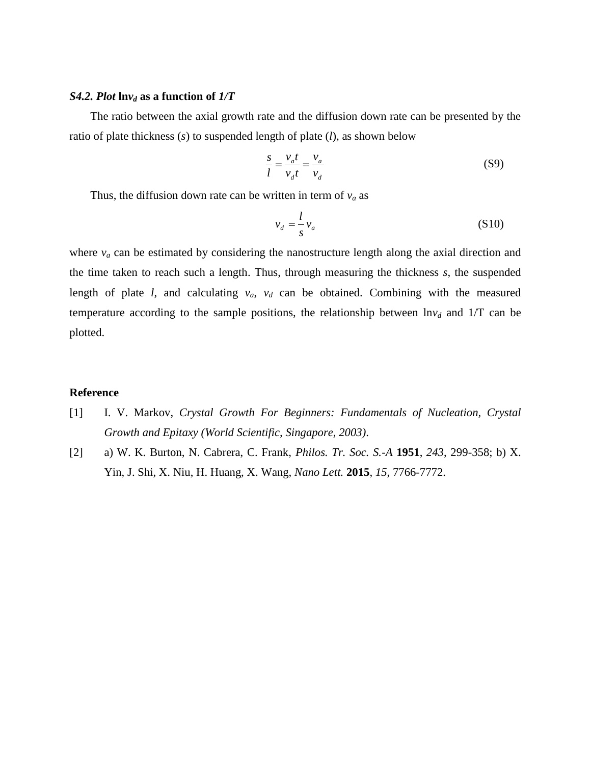### *S4.2. Plot* **ln$v_d$** **as a function of** ***1/T***

The ratio between the axial growth rate and the diffusion down rate can be presented by the ratio of plate thickness (*s*) to suspended length of plate (*l*), as shown below

$$\frac{s}{l} = \frac{v_a t}{v_d t} = \frac{v_a}{v_d} \tag{S9}$$

Thus, the diffusion down rate can be written in term of $v_a$ as

$$v_d = \frac{l}{s} v_a \tag{S10}$$

where $v_a$ can be estimated by considering the nanostructure length along the axial direction and the time taken to reach such a length. Thus, through measuring the thickness *s*, the suspended length of plate *l*, and calculating $v_a$, $v_d$ can be obtained. Combining with the measured temperature according to the sample positions, the relationship between ln$v_d$ and 1/T can be plotted.

**Reference**

[1] I. V. Markov, *Crystal Growth For Beginners: Fundamentals of Nucleation, Crystal Growth and Epitaxy (World Scientific, Singapore, 2003)*.

[2] a) W. K. Burton, N. Cabrera, C. Frank, *Philos. Tr. Soc. S.-A* **1951**, *243*, 299-358; b) X. Yin, J. Shi, X. Niu, H. Huang, X. Wang, *Nano Lett.* **2015**, *15*, 7766-7772.